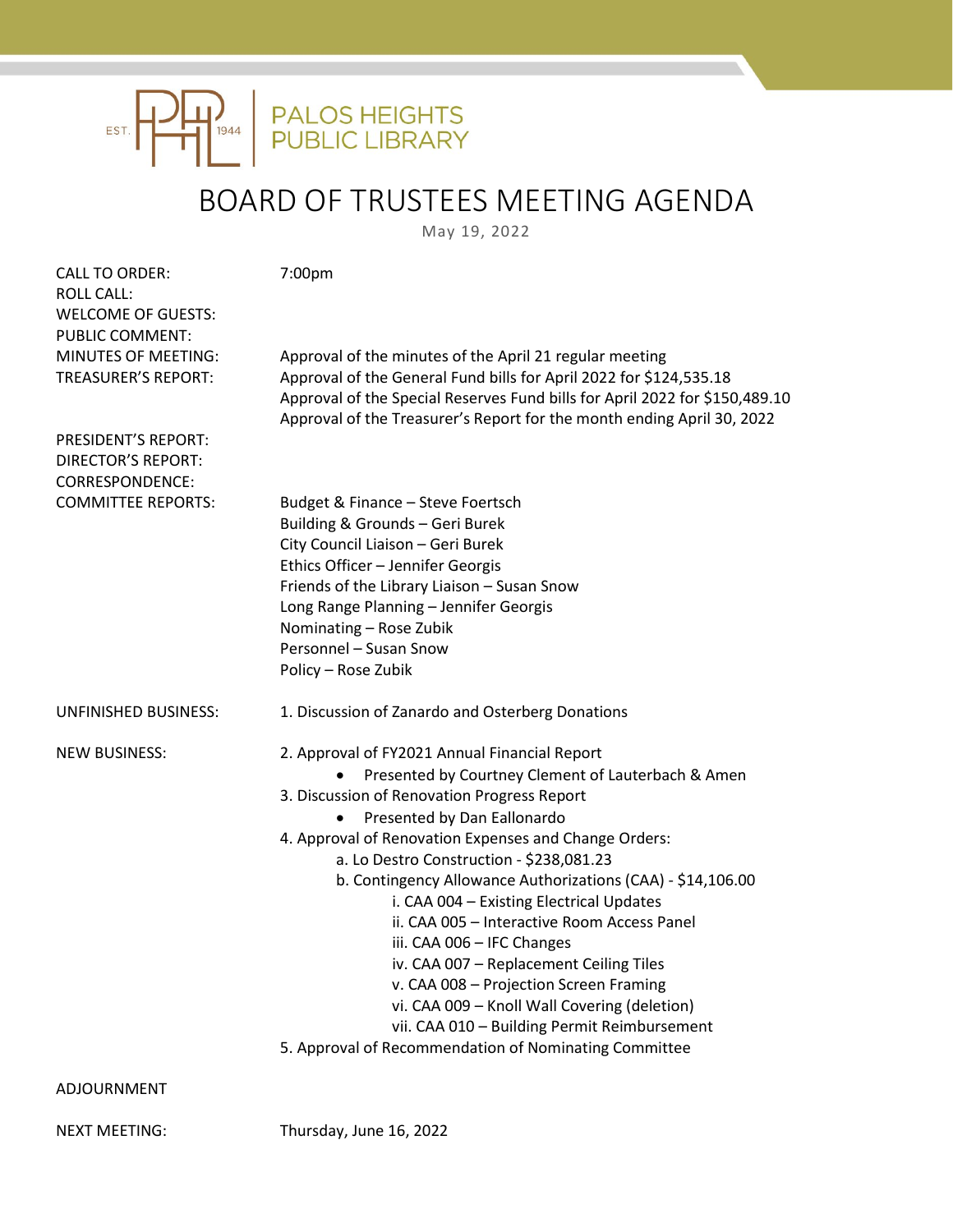PALOS HEIGHTS PUBLIC LIBRARY

EST. 1944

# BOARD OF TRUSTEES MEETING AGENDA

May 19, 2022

CALL TO ORDER: 7:00pm

ROLL CALL:

WELCOME OF GUESTS:

PUBLIC COMMENT:

MINUTES OF MEETING: Approval of the minutes of the April 21 regular meeting

TREASURER'S REPORT:
Approval of the General Fund bills for April 2022 for $124,535.18
Approval of the Special Reserves Fund bills for April 2022 for $150,489.10
Approval of the Treasurer's Report for the month ending April 30, 2022

PRESIDENT'S REPORT:

DIRECTOR'S REPORT:

CORRESPONDENCE:

COMMITTEE REPORTS:
- Budget & Finance – Steve Foertsch
- Building & Grounds – Geri Burek
- City Council Liaison – Geri Burek
- Ethics Officer – Jennifer Georgis
- Friends of the Library Liaison – Susan Snow
- Long Range Planning – Jennifer Georgis
- Nominating – Rose Zubik
- Personnel – Susan Snow
- Policy – Rose Zubik

UNFINISHED BUSINESS:

1. Discussion of Zanardo and Osterberg Donations

NEW BUSINESS:

2. Approval of FY2021 Annual Financial Report
   - Presented by Courtney Clement of Lauterbach & Amen
3. Discussion of Renovation Progress Report
   - Presented by Dan Eallonardo
4. Approval of Renovation Expenses and Change Orders:
   a. Lo Destro Construction - $238,081.23
   b. Contingency Allowance Authorizations (CAA) - $14,106.00
      i. CAA 004 – Existing Electrical Updates
      ii. CAA 005 – Interactive Room Access Panel
      iii. CAA 006 – IFC Changes
      iv. CAA 007 – Replacement Ceiling Tiles
      v. CAA 008 – Projection Screen Framing
      vi. CAA 009 – Knoll Wall Covering (deletion)
      vii. CAA 010 – Building Permit Reimbursement
5. Approval of Recommendation of Nominating Committee

ADJOURNMENT

NEXT MEETING: Thursday, June 16, 2022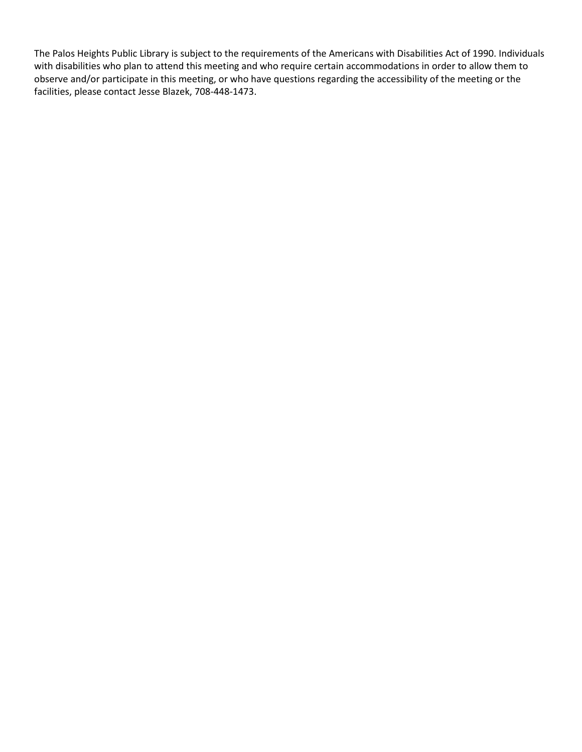The Palos Heights Public Library is subject to the requirements of the Americans with Disabilities Act of 1990. Individuals with disabilities who plan to attend this meeting and who require certain accommodations in order to allow them to observe and/or participate in this meeting, or who have questions regarding the accessibility of the meeting or the facilities, please contact Jesse Blazek, 708-448-1473.